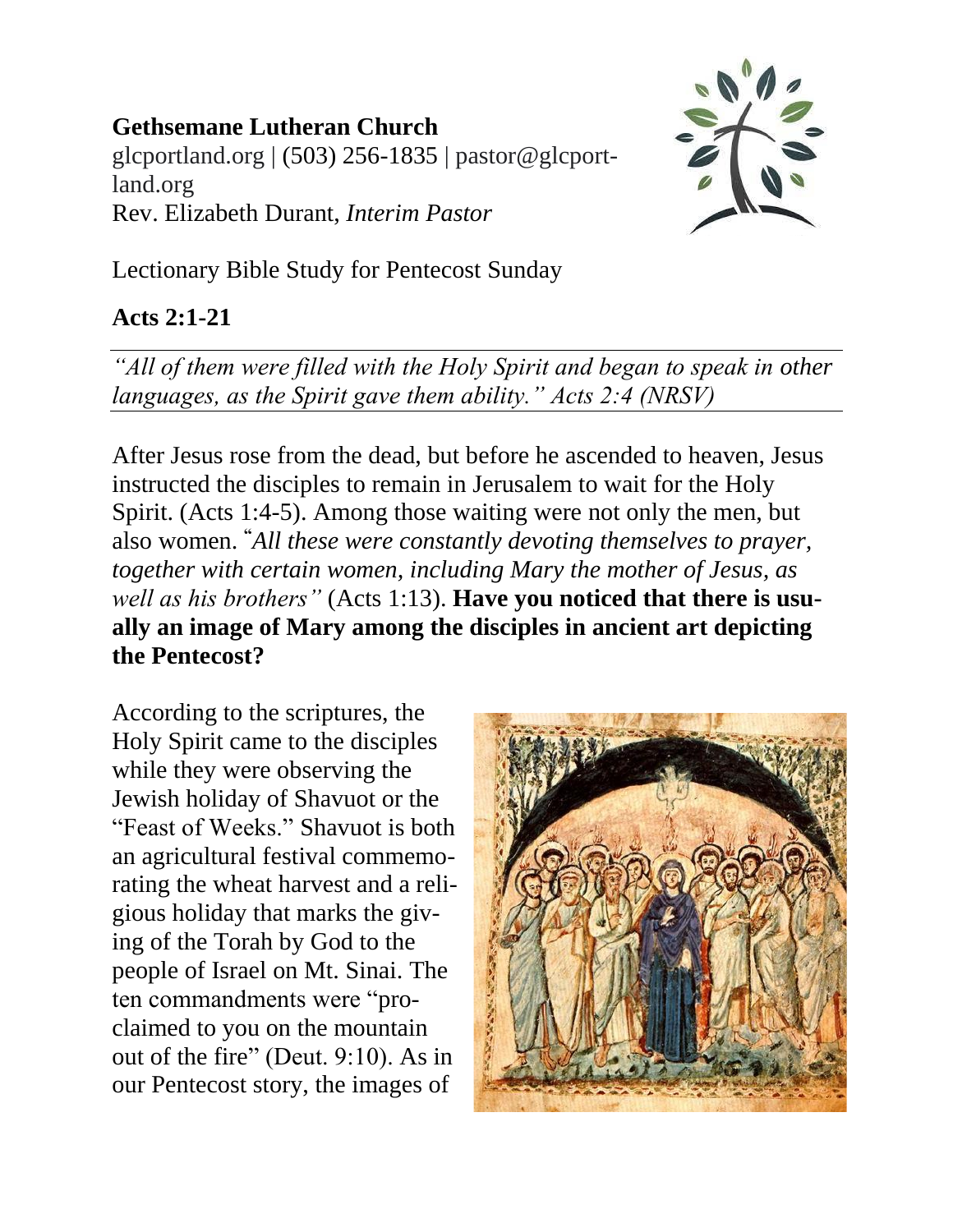**Gethsemane Lutheran Church**
glcportland.org | (503) 256-1835 | pastor@glcportland.org
Rev. Elizabeth Durant, *Interim Pastor*

Lectionary Bible Study for Pentecost Sunday

**Acts 2:1-21**

---

*"All of them were filled with the Holy Spirit and began to speak in other languages, as the Spirit gave them ability." Acts 2:4 (NRSV)*

---

After Jesus rose from the dead, but before he ascended to heaven, Jesus instructed the disciples to remain in Jerusalem to wait for the Holy Spirit. (Acts 1:4-5). Among those waiting were not only the men, but also women. "*All these were constantly devoting themselves to prayer, together with certain women, including Mary the mother of Jesus, as well as his brothers"* (Acts 1:13). **Have you noticed that there is usually an image of Mary among the disciples in ancient art depicting the Pentecost?**

According to the scriptures, the Holy Spirit came to the disciples while they were observing the Jewish holiday of Shavuot or the "Feast of Weeks." Shavuot is both an agricultural festival commemorating the wheat harvest and a religious holiday that marks the giving of the Torah by God to the people of Israel on Mt. Sinai. The ten commandments were "proclaimed to you on the mountain out of the fire" (Deut. 9:10). As in our Pentecost story, the images of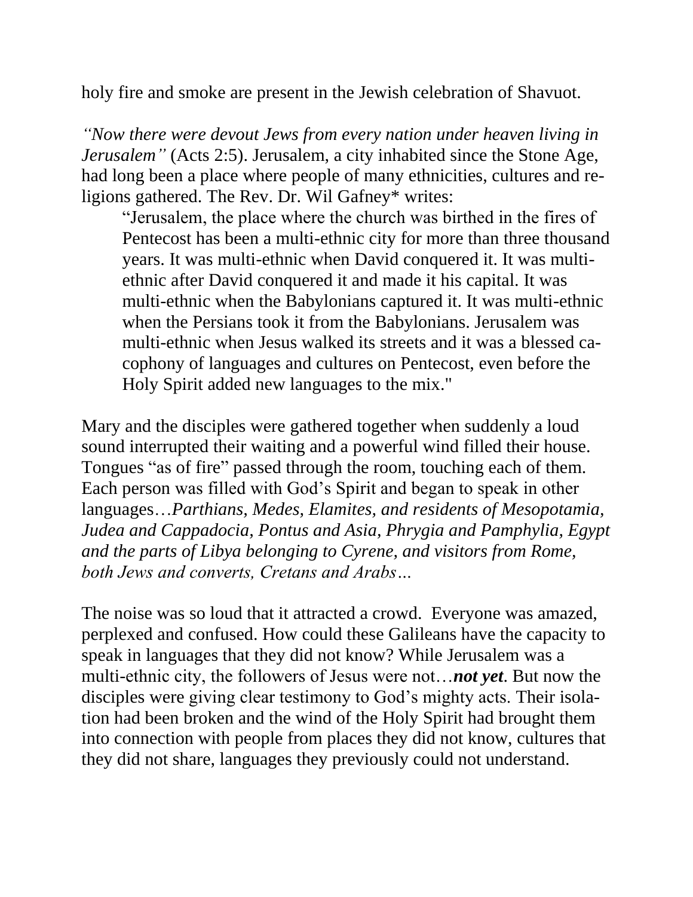holy fire and smoke are present in the Jewish celebration of Shavuot.

*"Now there were devout Jews from every nation under heaven living in Jerusalem"* (Acts 2:5). Jerusalem, a city inhabited since the Stone Age, had long been a place where people of many ethnicities, cultures and religions gathered. The Rev. Dr. Wil Gafney* writes:

> "Jerusalem, the place where the church was birthed in the fires of Pentecost has been a multi-ethnic city for more than three thousand years. It was multi-ethnic when David conquered it. It was multi-ethnic after David conquered it and made it his capital. It was multi-ethnic when the Babylonians captured it. It was multi-ethnic when the Persians took it from the Babylonians. Jerusalem was multi-ethnic when Jesus walked its streets and it was a blessed cacophony of languages and cultures on Pentecost, even before the Holy Spirit added new languages to the mix."

Mary and the disciples were gathered together when suddenly a loud sound interrupted their waiting and a powerful wind filled their house. Tongues "as of fire" passed through the room, touching each of them. Each person was filled with God's Spirit and began to speak in other languages…*Parthians, Medes, Elamites, and residents of Mesopotamia, Judea and Cappadocia, Pontus and Asia, Phrygia and Pamphylia, Egypt and the parts of Libya belonging to Cyrene, and visitors from Rome, both Jews and converts, Cretans and Arabs…*

The noise was so loud that it attracted a crowd. Everyone was amazed, perplexed and confused. How could these Galileans have the capacity to speak in languages that they did not know? While Jerusalem was a multi-ethnic city, the followers of Jesus were not…***not yet***. But now the disciples were giving clear testimony to God's mighty acts. Their isolation had been broken and the wind of the Holy Spirit had brought them into connection with people from places they did not know, cultures that they did not share, languages they previously could not understand.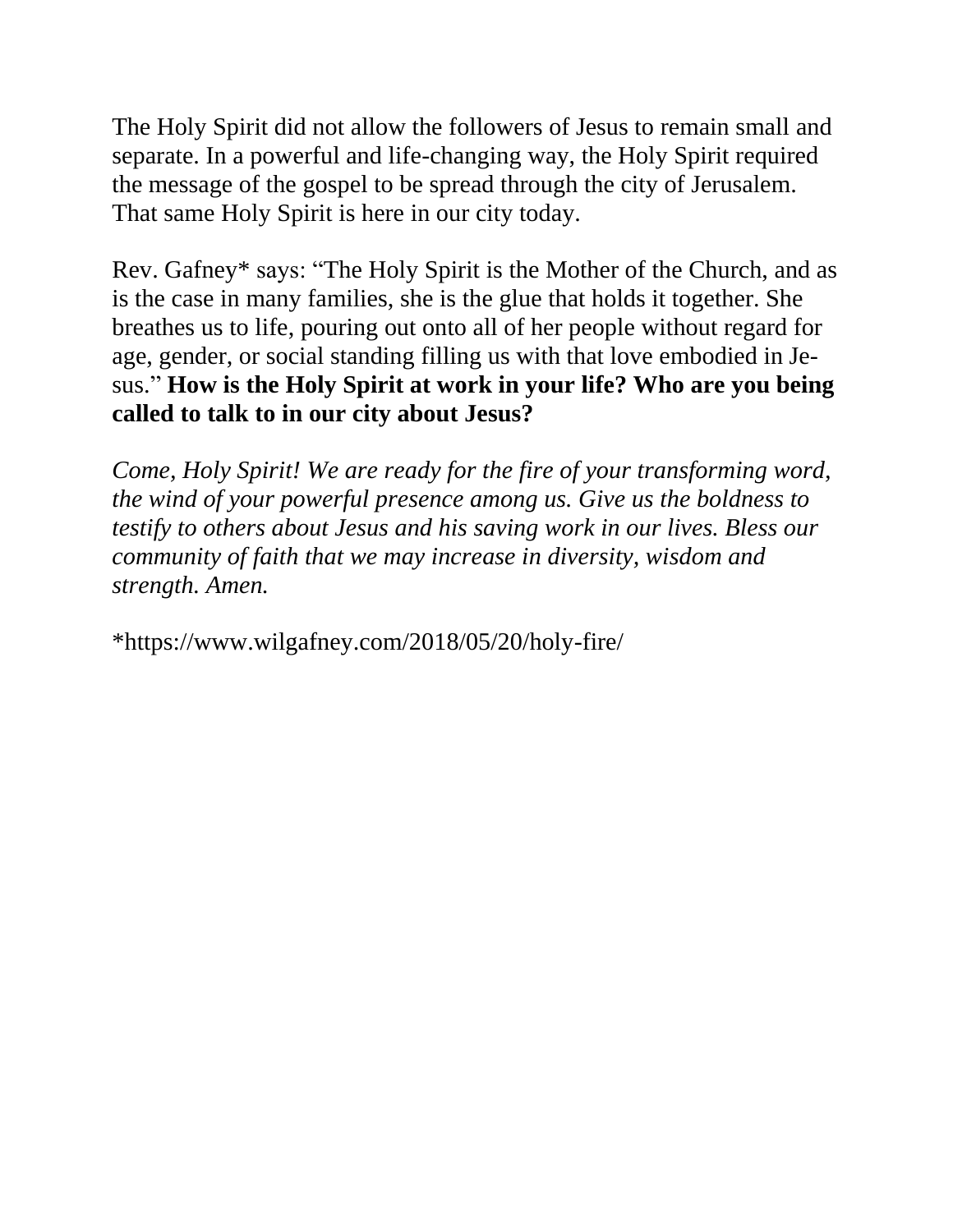The Holy Spirit did not allow the followers of Jesus to remain small and separate. In a powerful and life-changing way, the Holy Spirit required the message of the gospel to be spread through the city of Jerusalem. That same Holy Spirit is here in our city today.

Rev. Gafney* says: "The Holy Spirit is the Mother of the Church, and as is the case in many families, she is the glue that holds it together. She breathes us to life, pouring out onto all of her people without regard for age, gender, or social standing filling us with that love embodied in Jesus." **How is the Holy Spirit at work in your life? Who are you being called to talk to in our city about Jesus?**

*Come, Holy Spirit! We are ready for the fire of your transforming word, the wind of your powerful presence among us. Give us the boldness to testify to others about Jesus and his saving work in our lives. Bless our community of faith that we may increase in diversity, wisdom and strength. Amen.*

*https://www.wilgafney.com/2018/05/20/holy-fire/